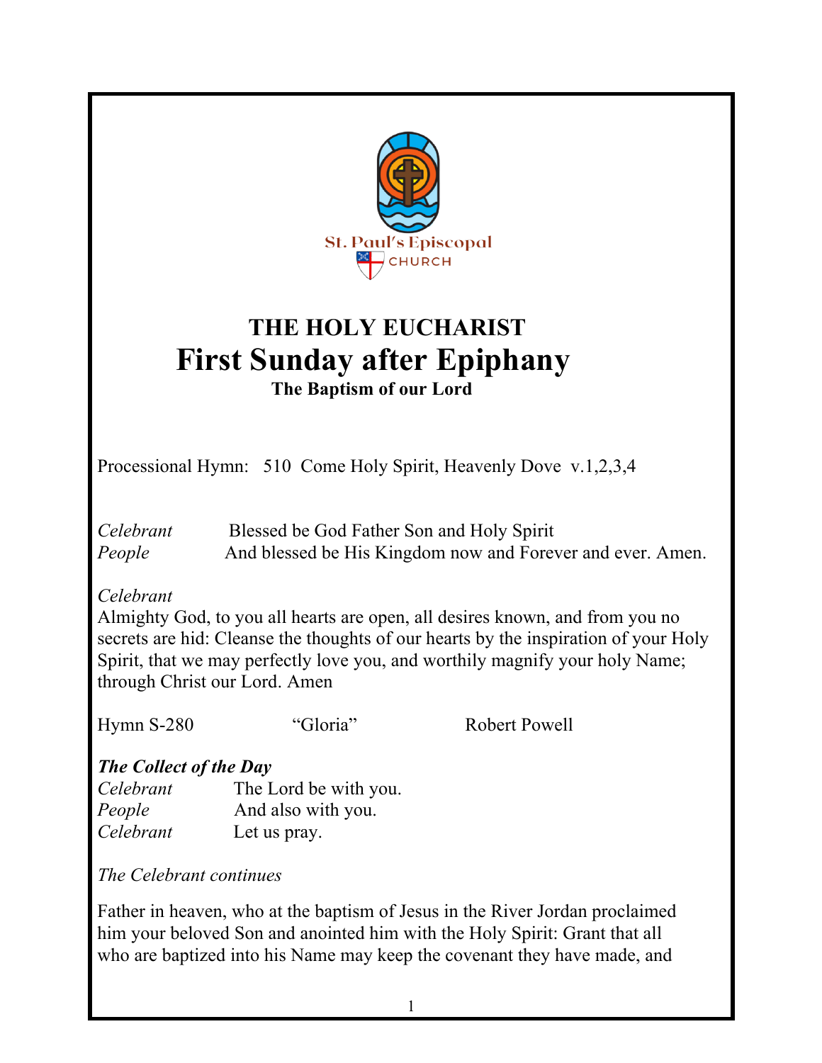St. Paul's Episcopal CHURCH

# THE HOLY EUCHARIST
# First Sunday after Epiphany
### The Baptism of our Lord

Processional Hymn: 510 Come Holy Spirit, Heavenly Dove v.1,2,3,4

*Celebrant* Blessed be God Father Son and Holy Spirit
*People* And blessed be His Kingdom now and Forever and ever. Amen.

*Celebrant*
Almighty God, to you all hearts are open, all desires known, and from you no secrets are hid: Cleanse the thoughts of our hearts by the inspiration of your Holy Spirit, that we may perfectly love you, and worthily magnify your holy Name; through Christ our Lord. Amen

Hymn S-280 "Gloria" Robert Powell

***The Collect of the Day***
*Celebrant* The Lord be with you.
*People* And also with you.
*Celebrant* Let us pray.

*The Celebrant continues*

Father in heaven, who at the baptism of Jesus in the River Jordan proclaimed him your beloved Son and anointed him with the Holy Spirit: Grant that all who are baptized into his Name may keep the covenant they have made, and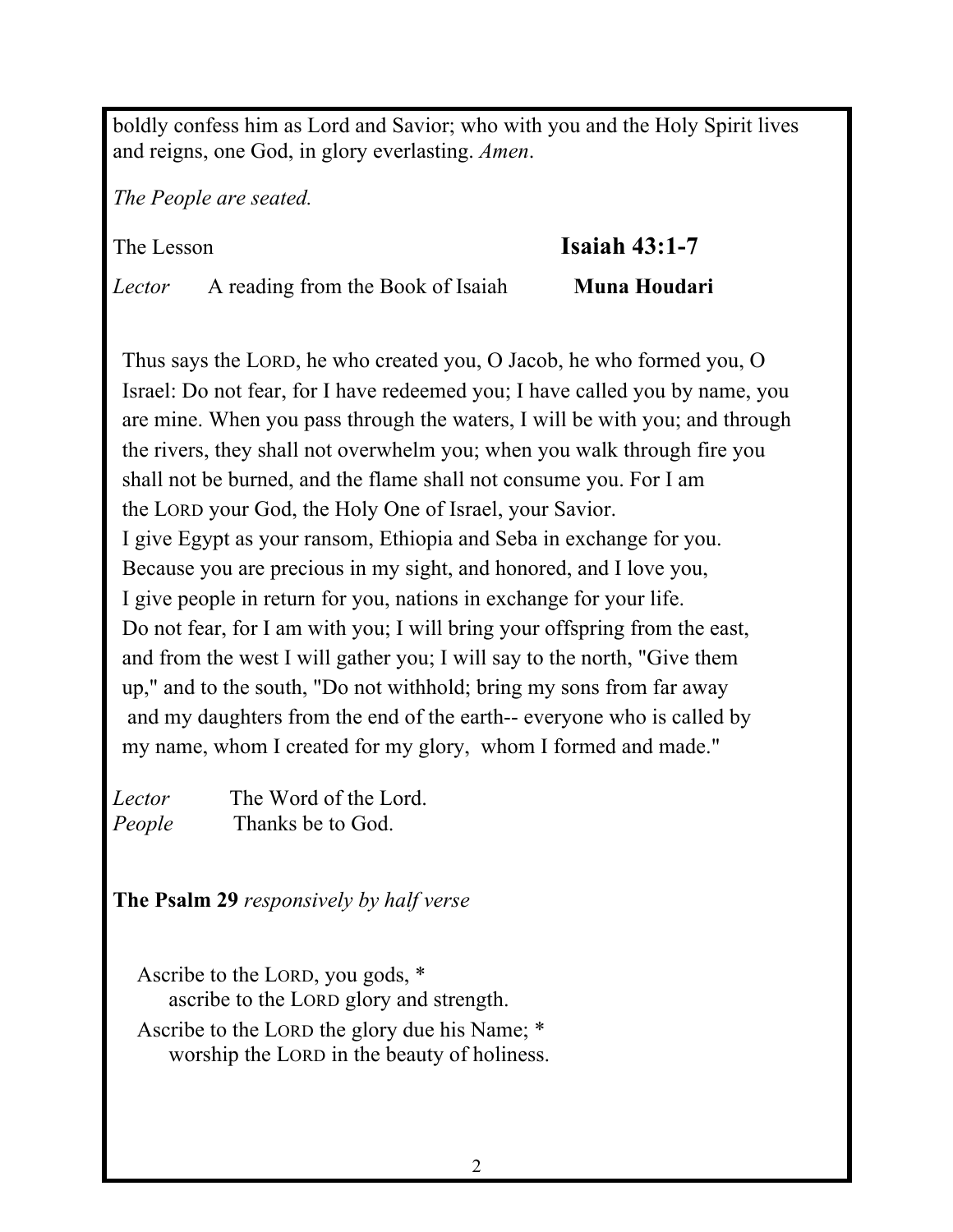boldly confess him as Lord and Savior; who with you and the Holy Spirit lives and reigns, one God, in glory everlasting. *Amen*.

*The People are seated.*

The Lesson **Isaiah 43:1-7**

*Lector* A reading from the Book of Isaiah **Muna Houdari**

Thus says the LORD, he who created you, O Jacob, he who formed you, O Israel: Do not fear, for I have redeemed you; I have called you by name, you are mine. When you pass through the waters, I will be with you; and through the rivers, they shall not overwhelm you; when you walk through fire you shall not be burned, and the flame shall not consume you. For I am the LORD your God, the Holy One of Israel, your Savior.
I give Egypt as your ransom, Ethiopia and Seba in exchange for you.
Because you are precious in my sight, and honored, and I love you,
I give people in return for you, nations in exchange for your life.
Do not fear, for I am with you; I will bring your offspring from the east, and from the west I will gather you; I will say to the north, "Give them up," and to the south, "Do not withhold; bring my sons from far away and my daughters from the end of the earth-- everyone who is called by my name, whom I created for my glory, whom I formed and made."

*Lector* The Word of the Lord.
*People* Thanks be to God.

**The Psalm 29** *responsively by half verse*

Ascribe to the LORD, you gods, *
    ascribe to the LORD glory and strength.
Ascribe to the LORD the glory due his Name; *
    worship the LORD in the beauty of holiness.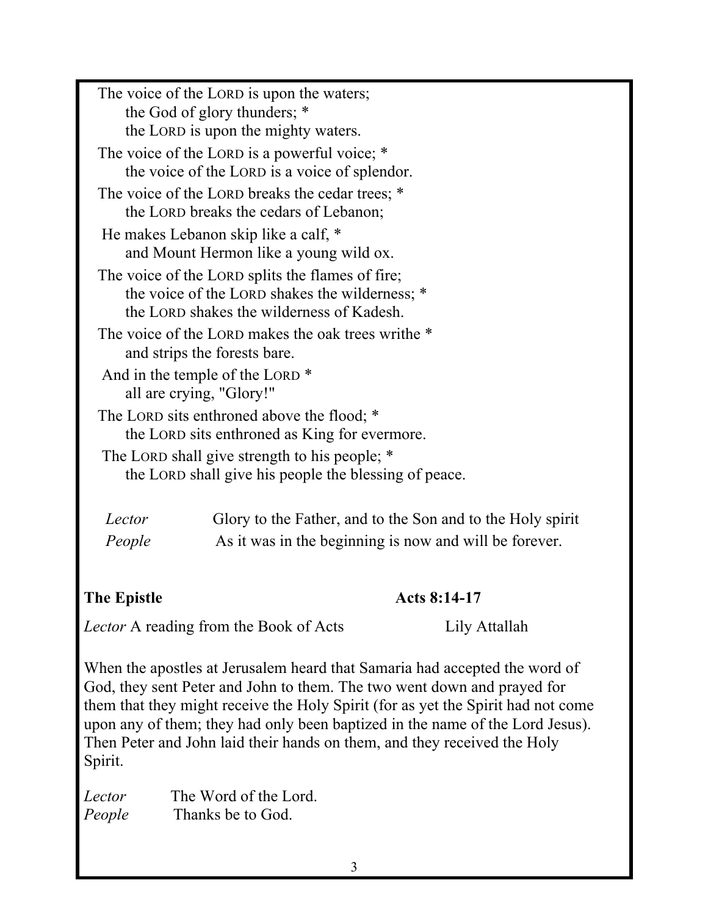The voice of the LORD is upon the waters;
the God of glory thunders; *
the LORD is upon the mighty waters.

The voice of the LORD is a powerful voice; *
the voice of the LORD is a voice of splendor.

The voice of the LORD breaks the cedar trees; *
the LORD breaks the cedars of Lebanon;

He makes Lebanon skip like a calf, *
and Mount Hermon like a young wild ox.

The voice of the LORD splits the flames of fire;
the voice of the LORD shakes the wilderness; *
the LORD shakes the wilderness of Kadesh.

The voice of the LORD makes the oak trees writhe *
and strips the forests bare.

And in the temple of the LORD *
all are crying, "Glory!"

The LORD sits enthroned above the flood; *
the LORD sits enthroned as King for evermore.

The LORD shall give strength to his people; *
the LORD shall give his people the blessing of peace.

*Lector* Glory to the Father, and to the Son and to the Holy spirit
*People* As it was in the beginning is now and will be forever.

**The Epistle** **Acts 8:14-17**

*Lector* A reading from the Book of Acts Lily Attallah

When the apostles at Jerusalem heard that Samaria had accepted the word of God, they sent Peter and John to them. The two went down and prayed for them that they might receive the Holy Spirit (for as yet the Spirit had not come upon any of them; they had only been baptized in the name of the Lord Jesus). Then Peter and John laid their hands on them, and they received the Holy Spirit.

*Lector* The Word of the Lord.
*People* Thanks be to God.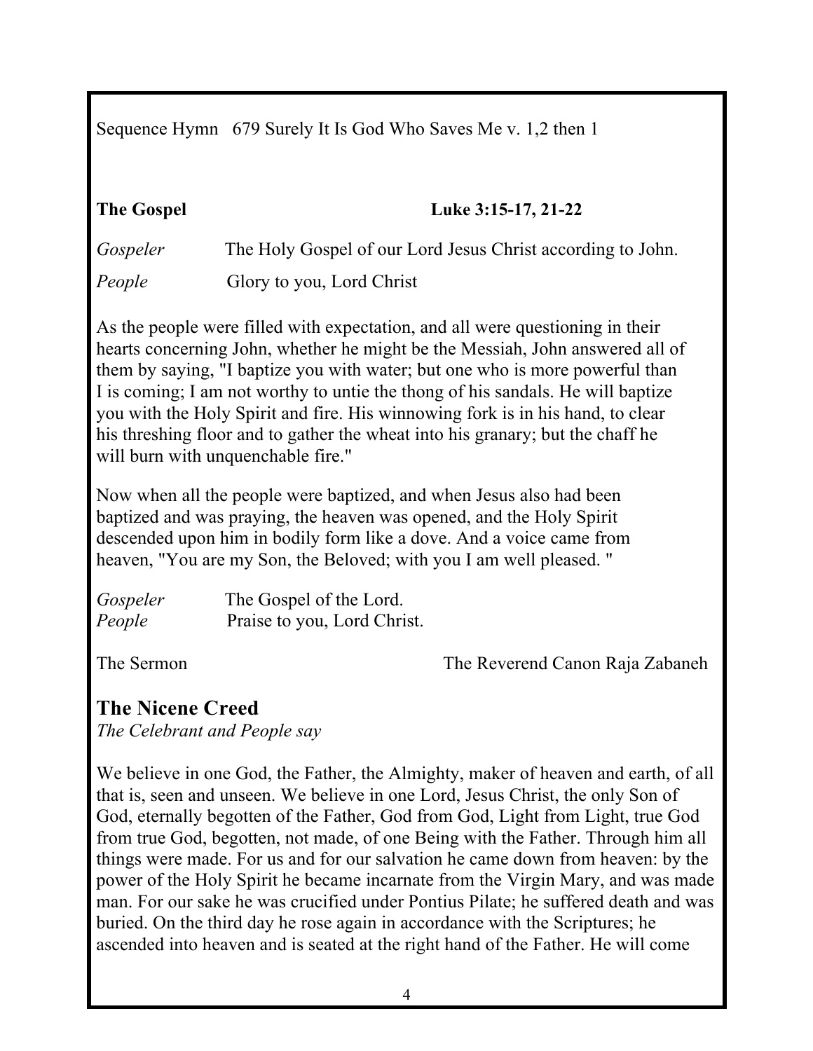Sequence Hymn 679 Surely It Is God Who Saves Me v. 1,2 then 1

**The Gospel** **Luke 3:15-17, 21-22**

*Gospeler* The Holy Gospel of our Lord Jesus Christ according to John.

*People* Glory to you, Lord Christ

As the people were filled with expectation, and all were questioning in their hearts concerning John, whether he might be the Messiah, John answered all of them by saying, "I baptize you with water; but one who is more powerful than I is coming; I am not worthy to untie the thong of his sandals. He will baptize you with the Holy Spirit and fire. His winnowing fork is in his hand, to clear his threshing floor and to gather the wheat into his granary; but the chaff he will burn with unquenchable fire."

Now when all the people were baptized, and when Jesus also had been baptized and was praying, the heaven was opened, and the Holy Spirit descended upon him in bodily form like a dove. And a voice came from heaven, "You are my Son, the Beloved; with you I am well pleased. "

*Gospeler* The Gospel of the Lord.
*People* Praise to you, Lord Christ.

The Sermon The Reverend Canon Raja Zabaneh

## The Nicene Creed

*The Celebrant and People say*

We believe in one God, the Father, the Almighty, maker of heaven and earth, of all that is, seen and unseen. We believe in one Lord, Jesus Christ, the only Son of God, eternally begotten of the Father, God from God, Light from Light, true God from true God, begotten, not made, of one Being with the Father. Through him all things were made. For us and for our salvation he came down from heaven: by the power of the Holy Spirit he became incarnate from the Virgin Mary, and was made man. For our sake he was crucified under Pontius Pilate; he suffered death and was buried. On the third day he rose again in accordance with the Scriptures; he ascended into heaven and is seated at the right hand of the Father. He will come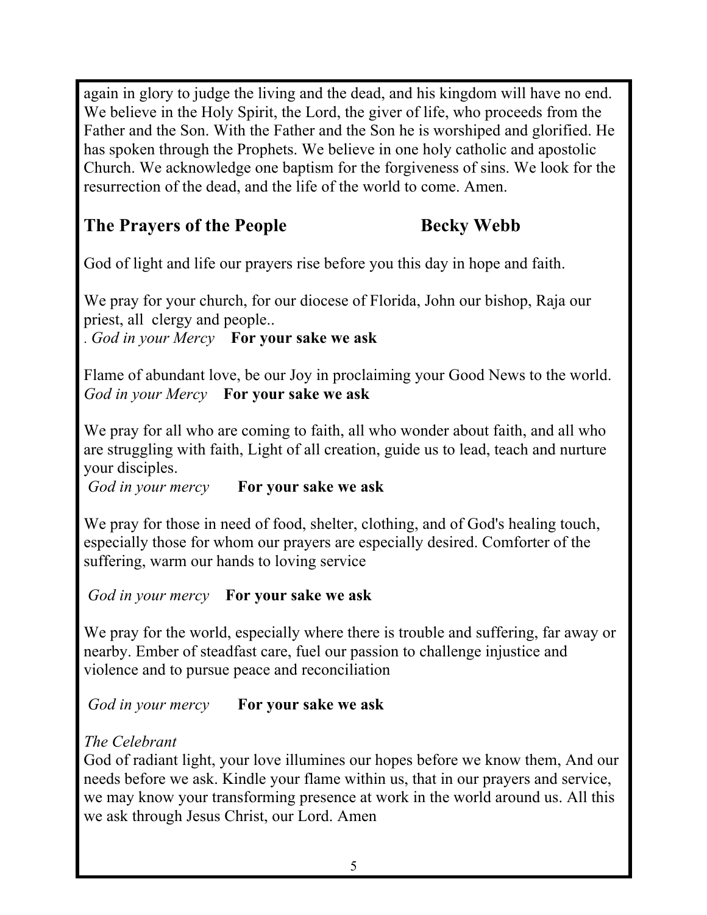again in glory to judge the living and the dead, and his kingdom will have no end. We believe in the Holy Spirit, the Lord, the giver of life, who proceeds from the Father and the Son. With the Father and the Son he is worshiped and glorified. He has spoken through the Prophets. We believe in one holy catholic and apostolic Church. We acknowledge one baptism for the forgiveness of sins. We look for the resurrection of the dead, and the life of the world to come. Amen.

## The Prayers of the People Becky Webb

God of light and life our prayers rise before you this day in hope and faith.

We pray for your church, for our diocese of Florida, John our bishop, Raja our priest, all clergy and people..
. *God in your Mercy* **For your sake we ask**

Flame of abundant love, be our Joy in proclaiming your Good News to the world.
*God in your Mercy* **For your sake we ask**

We pray for all who are coming to faith, all who wonder about faith, and all who are struggling with faith, Light of all creation, guide us to lead, teach and nurture your disciples.
*God in your mercy* **For your sake we ask**

We pray for those in need of food, shelter, clothing, and of God's healing touch, especially those for whom our prayers are especially desired. Comforter of the suffering, warm our hands to loving service

*God in your mercy* **For your sake we ask**

We pray for the world, especially where there is trouble and suffering, far away or nearby. Ember of steadfast care, fuel our passion to challenge injustice and violence and to pursue peace and reconciliation

*God in your mercy* **For your sake we ask**

*The Celebrant*
God of radiant light, your love illumines our hopes before we know them, And our needs before we ask. Kindle your flame within us, that in our prayers and service, we may know your transforming presence at work in the world around us. All this we ask through Jesus Christ, our Lord. Amen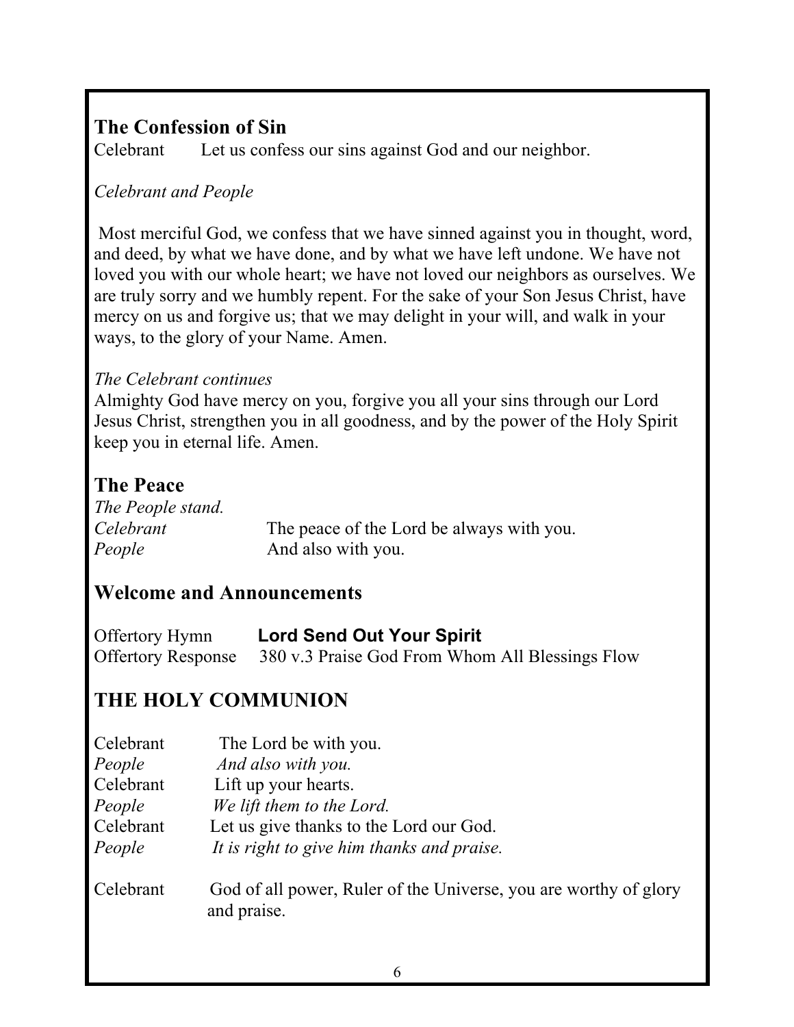## The Confession of Sin

Celebrant Let us confess our sins against God and our neighbor.

*Celebrant and People*

Most merciful God, we confess that we have sinned against you in thought, word, and deed, by what we have done, and by what we have left undone. We have not loved you with our whole heart; we have not loved our neighbors as ourselves. We are truly sorry and we humbly repent. For the sake of your Son Jesus Christ, have mercy on us and forgive us; that we may delight in your will, and walk in your ways, to the glory of your Name. Amen.

*The Celebrant continues*

Almighty God have mercy on you, forgive you all your sins through our Lord Jesus Christ, strengthen you in all goodness, and by the power of the Holy Spirit keep you in eternal life. Amen.

## The Peace

*The People stand.*

*Celebrant* The peace of the Lord be always with you.
*People* And also with you.

## Welcome and Announcements

Offertory Hymn **Lord Send Out Your Spirit**
Offertory Response 380 v.3 Praise God From Whom All Blessings Flow

## THE HOLY COMMUNION

Celebrant The Lord be with you.
*People* *And also with you.*
Celebrant Lift up your hearts.
*People* *We lift them to the Lord.*
Celebrant Let us give thanks to the Lord our God.
*People* *It is right to give him thanks and praise.*

Celebrant God of all power, Ruler of the Universe, you are worthy of glory and praise.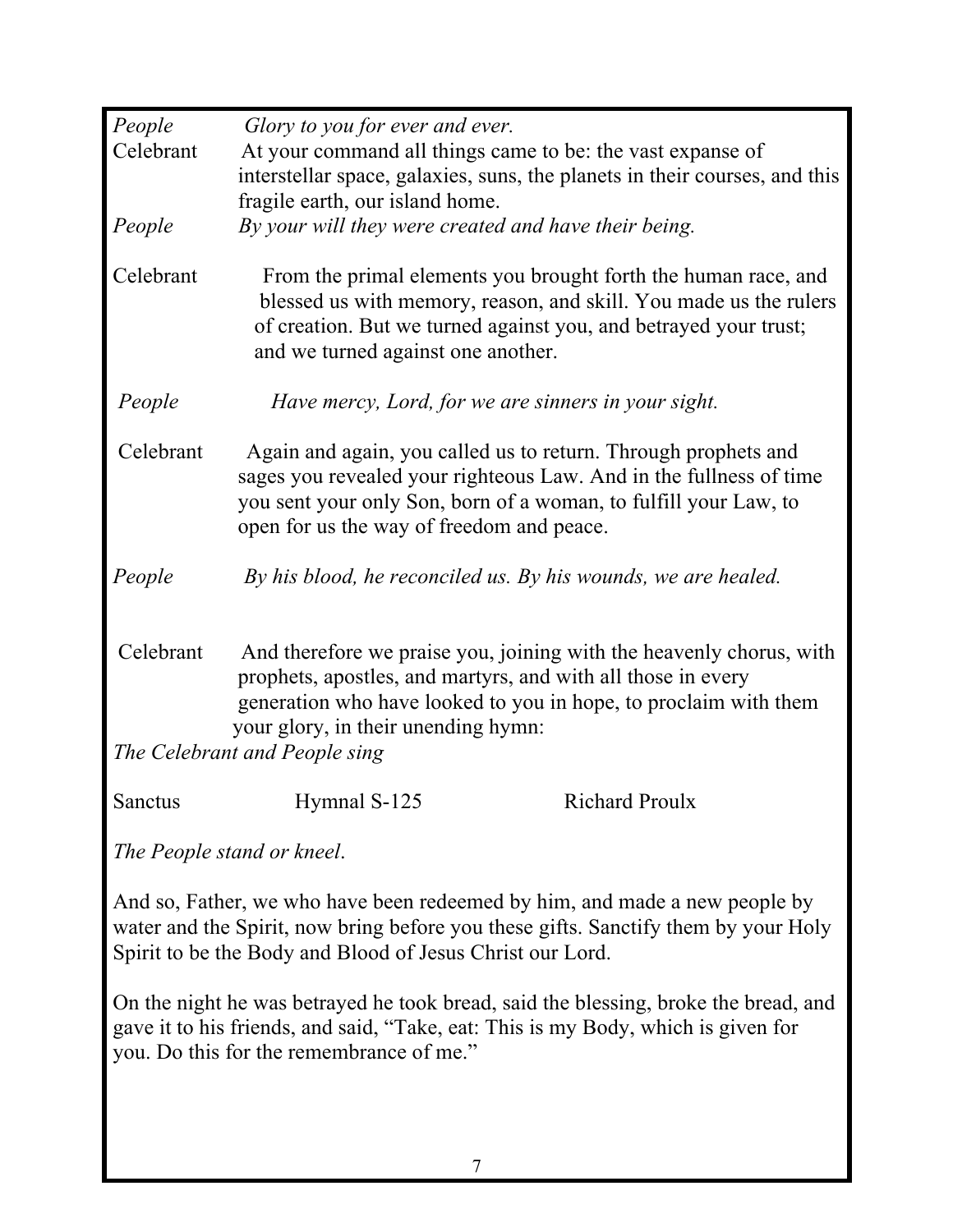*People* *Glory to you for ever and ever.*

Celebrant At your command all things came to be: the vast expanse of interstellar space, galaxies, suns, the planets in their courses, and this fragile earth, our island home.

*People* *By your will they were created and have their being.*

Celebrant From the primal elements you brought forth the human race, and blessed us with memory, reason, and skill. You made us the rulers of creation. But we turned against you, and betrayed your trust; and we turned against one another.

*People* *Have mercy, Lord, for we are sinners in your sight.*

Celebrant Again and again, you called us to return. Through prophets and sages you revealed your righteous Law. And in the fullness of time you sent your only Son, born of a woman, to fulfill your Law, to open for us the way of freedom and peace.

*People* *By his blood, he reconciled us. By his wounds, we are healed.*

Celebrant And therefore we praise you, joining with the heavenly chorus, with prophets, apostles, and martyrs, and with all those in every generation who have looked to you in hope, to proclaim with them your glory, in their unending hymn:

*The Celebrant and People sing*

Sanctus Hymnal S-125 Richard Proulx

*The People stand or kneel*.

And so, Father, we who have been redeemed by him, and made a new people by water and the Spirit, now bring before you these gifts. Sanctify them by your Holy Spirit to be the Body and Blood of Jesus Christ our Lord.

On the night he was betrayed he took bread, said the blessing, broke the bread, and gave it to his friends, and said, "Take, eat: This is my Body, which is given for you. Do this for the remembrance of me."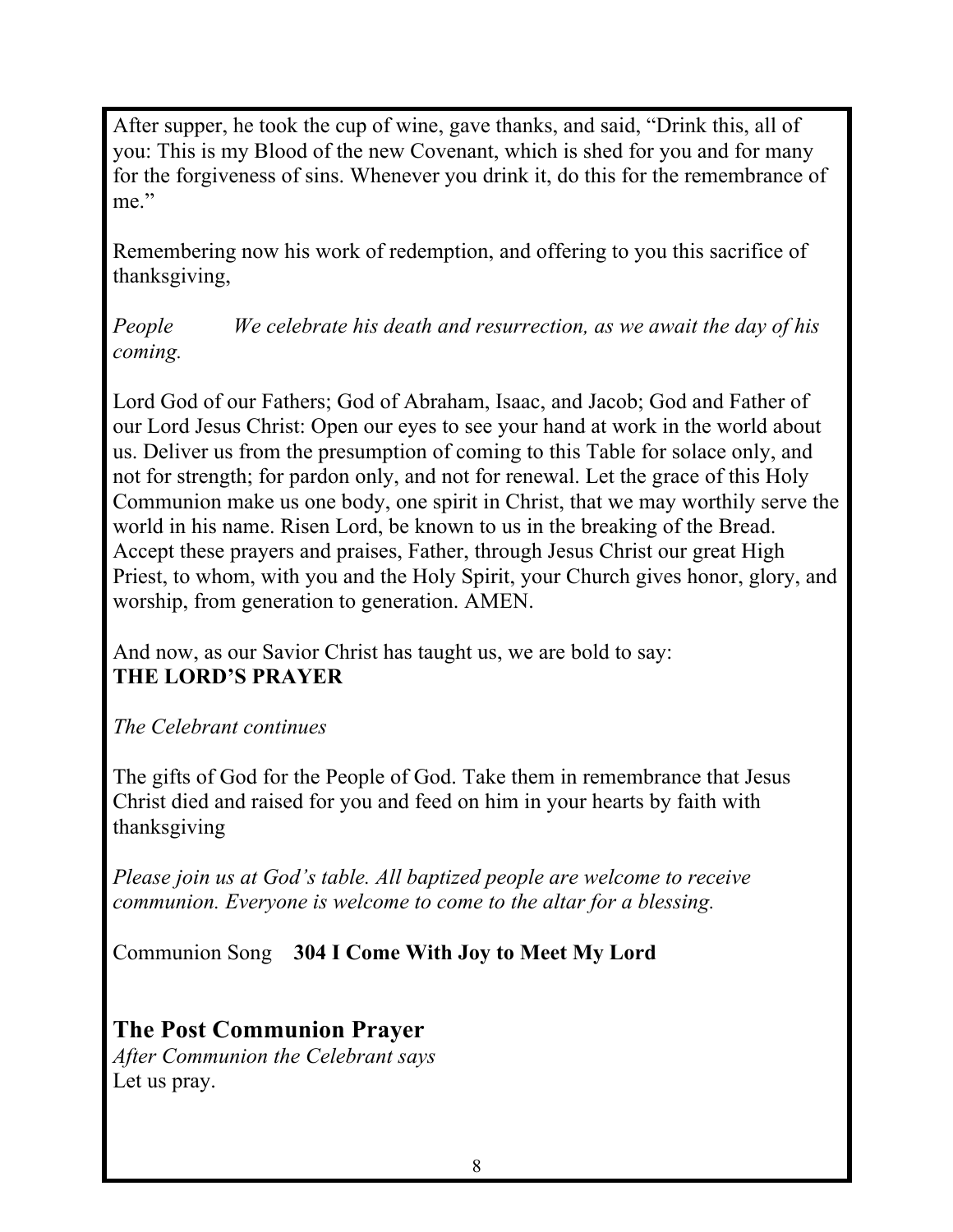After supper, he took the cup of wine, gave thanks, and said, "Drink this, all of you: This is my Blood of the new Covenant, which is shed for you and for many for the forgiveness of sins. Whenever you drink it, do this for the remembrance of me."

Remembering now his work of redemption, and offering to you this sacrifice of thanksgiving,

*People* *We celebrate his death and resurrection, as we await the day of his coming.*

Lord God of our Fathers; God of Abraham, Isaac, and Jacob; God and Father of our Lord Jesus Christ: Open our eyes to see your hand at work in the world about us. Deliver us from the presumption of coming to this Table for solace only, and not for strength; for pardon only, and not for renewal. Let the grace of this Holy Communion make us one body, one spirit in Christ, that we may worthily serve the world in his name. Risen Lord, be known to us in the breaking of the Bread. Accept these prayers and praises, Father, through Jesus Christ our great High Priest, to whom, with you and the Holy Spirit, your Church gives honor, glory, and worship, from generation to generation. AMEN.

And now, as our Savior Christ has taught us, we are bold to say:
**THE LORD'S PRAYER**

*The Celebrant continues*

The gifts of God for the People of God. Take them in remembrance that Jesus Christ died and raised for you and feed on him in your hearts by faith with thanksgiving

*Please join us at God's table. All baptized people are welcome to receive communion. Everyone is welcome to come to the altar for a blessing.*

Communion Song **304 I Come With Joy to Meet My Lord**

## The Post Communion Prayer

*After Communion the Celebrant says*
Let us pray.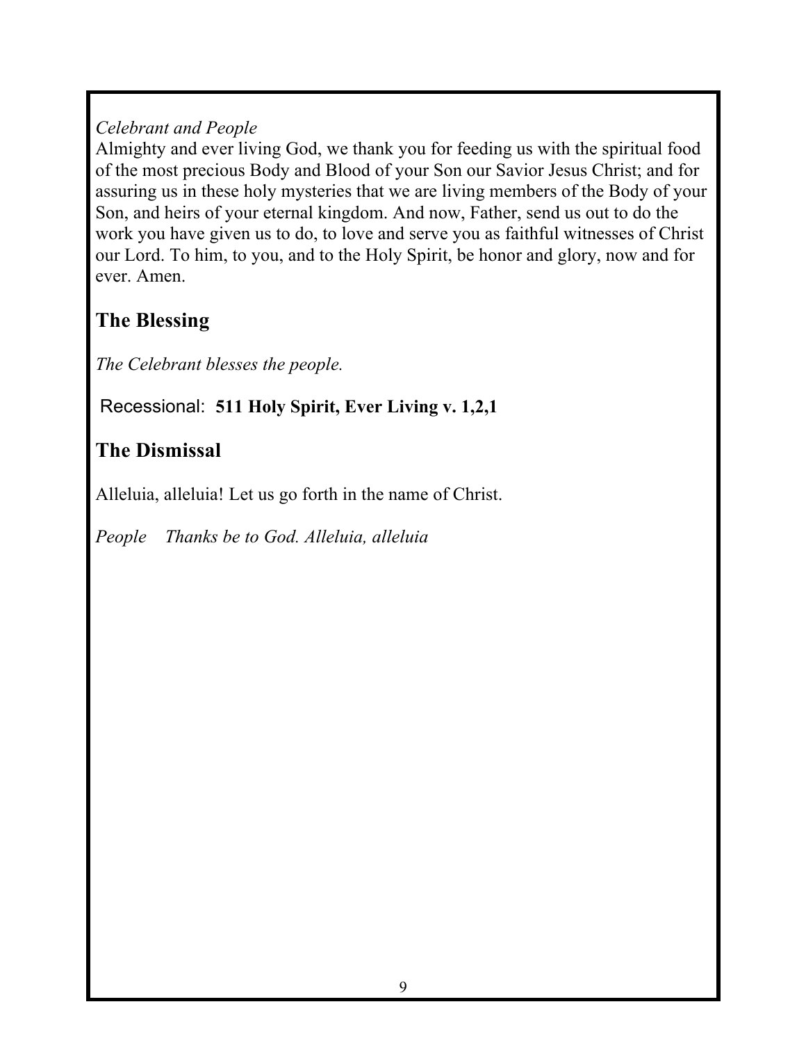*Celebrant and People*

Almighty and ever living God, we thank you for feeding us with the spiritual food of the most precious Body and Blood of your Son our Savior Jesus Christ; and for assuring us in these holy mysteries that we are living members of the Body of your Son, and heirs of your eternal kingdom. And now, Father, send us out to do the work you have given us to do, to love and serve you as faithful witnesses of Christ our Lord. To him, to you, and to the Holy Spirit, be honor and glory, now and for ever. Amen.

## The Blessing

*The Celebrant blesses the people.*

Recessional: **511 Holy Spirit, Ever Living v. 1,2,1**

## The Dismissal

Alleluia, alleluia! Let us go forth in the name of Christ.

*People Thanks be to God. Alleluia, alleluia*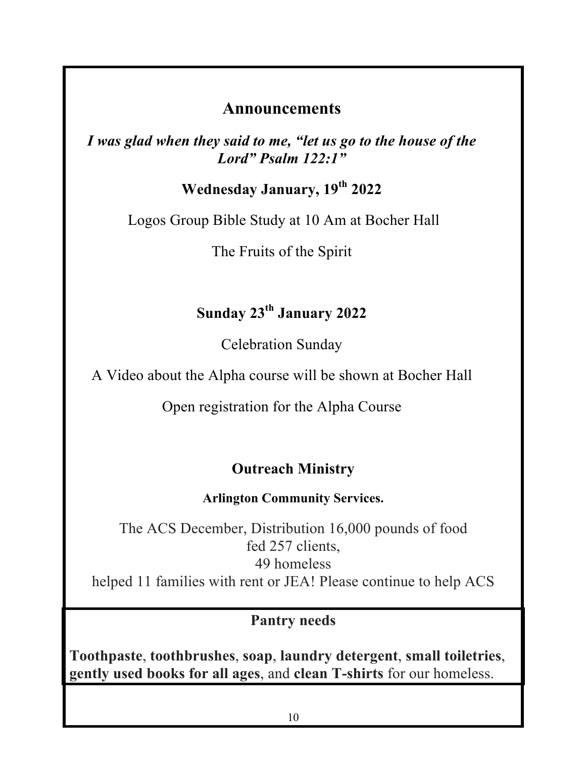# Announcements

***I was glad when they said to me, "let us go to the house of the Lord" Psalm 122:1"***

## Wednesday January, 19th 2022

Logos Group Bible Study at 10 Am at Bocher Hall

The Fruits of the Spirit

## Sunday 23th January 2022

Celebration Sunday

A Video about the Alpha course will be shown at Bocher Hall

Open registration for the Alpha Course

## Outreach Ministry

### Arlington Community Services.

The ACS December, Distribution 16,000 pounds of food
fed 257 clients,
49 homeless
helped 11 families with rent or JEA! Please continue to help ACS

## Pantry needs

**Toothpaste**, **toothbrushes**, **soap**, **laundry detergent**, **small toiletries**, **gently used books for all ages**, and **clean T-shirts** for our homeless.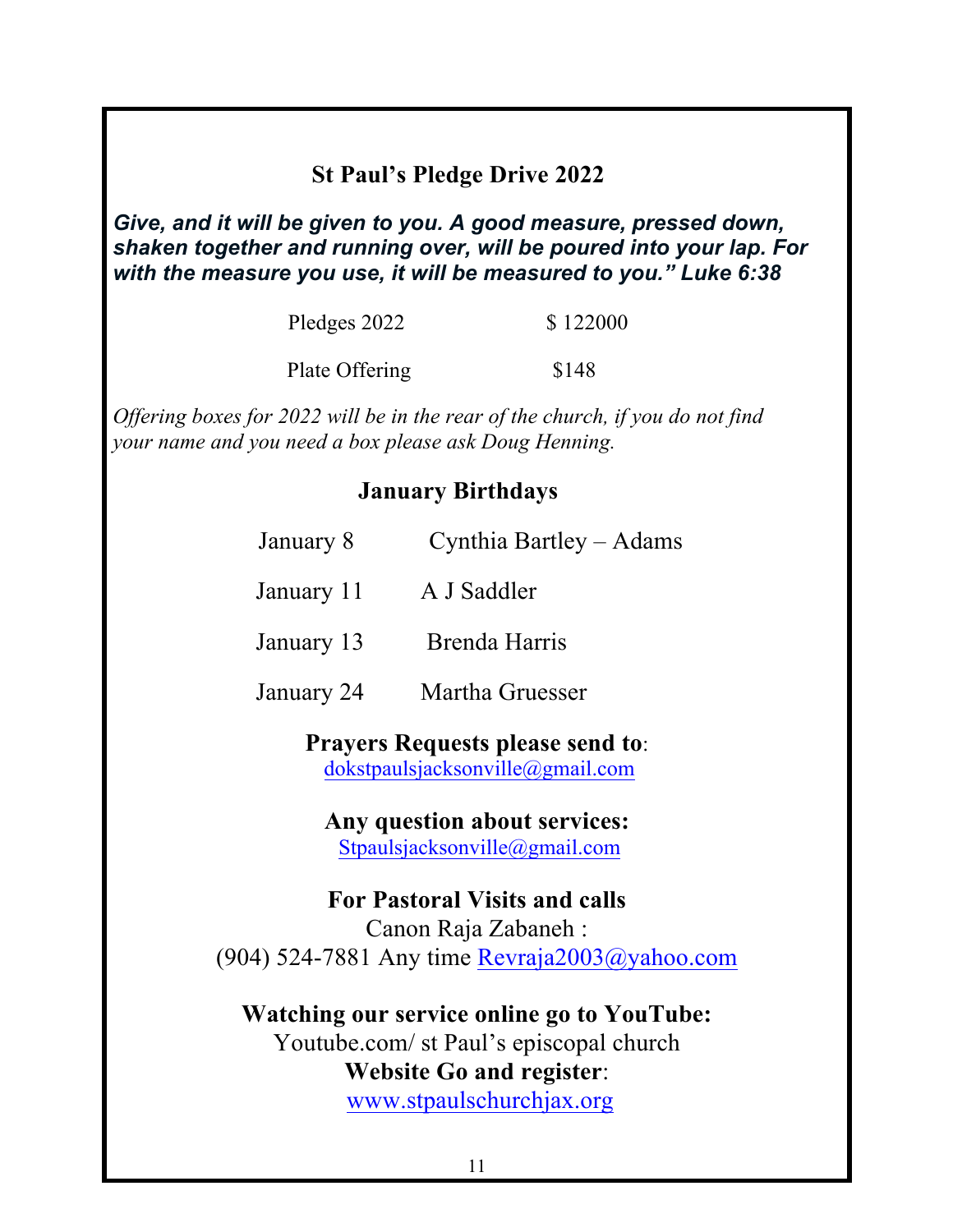## St Paul's Pledge Drive 2022

***Give, and it will be given to you. A good measure, pressed down, shaken together and running over, will be poured into your lap. For with the measure you use, it will be measured to you." Luke 6:38***

| | |
|---|---|
| Pledges 2022 | $ 122000 |
| Plate Offering | $148 |

*Offering boxes for 2022 will be in the rear of the church, if you do not find your name and you need a box please ask Doug Henning.*

## January Birthdays

| | |
|---|---|
| January 8 | Cynthia Bartley – Adams |
| January 11 | A J Saddler |
| January 13 | Brenda Harris |
| January 24 | Martha Gruesser |

**Prayers Requests please send to**:
dokstpaulsjacksonville@gmail.com

**Any question about services:**
Stpaulsjacksonville@gmail.com

**For Pastoral Visits and calls**
Canon Raja Zabaneh :
(904) 524-7881 Any time Revraja2003@yahoo.com

**Watching our service online go to YouTube:**
Youtube.com/ st Paul's episcopal church
**Website Go and register**:
www.stpaulschurchjax.org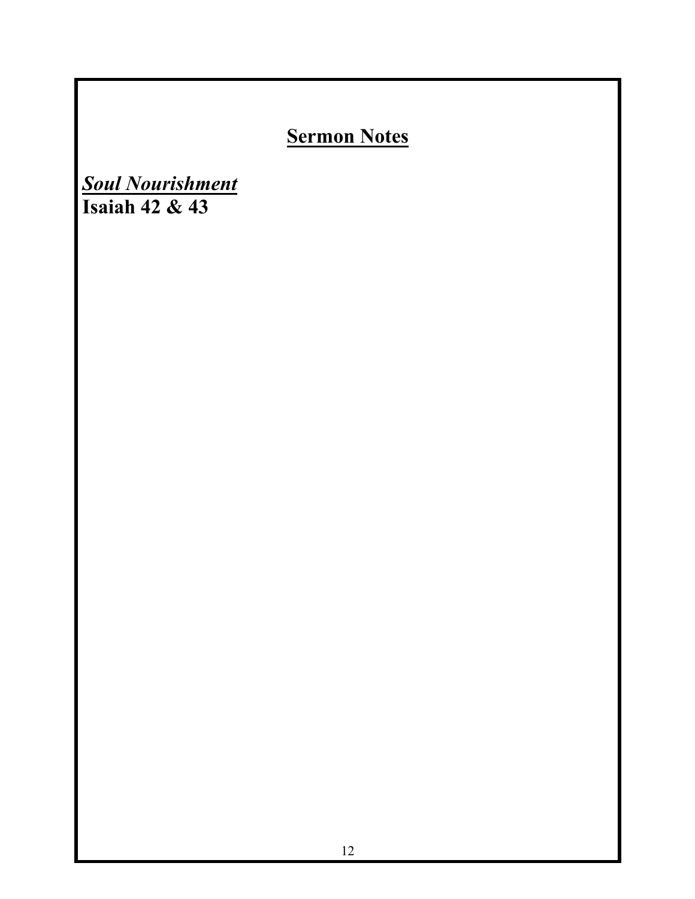# Sermon Notes

***Soul Nourishment***
**Isaiah 42 & 43**